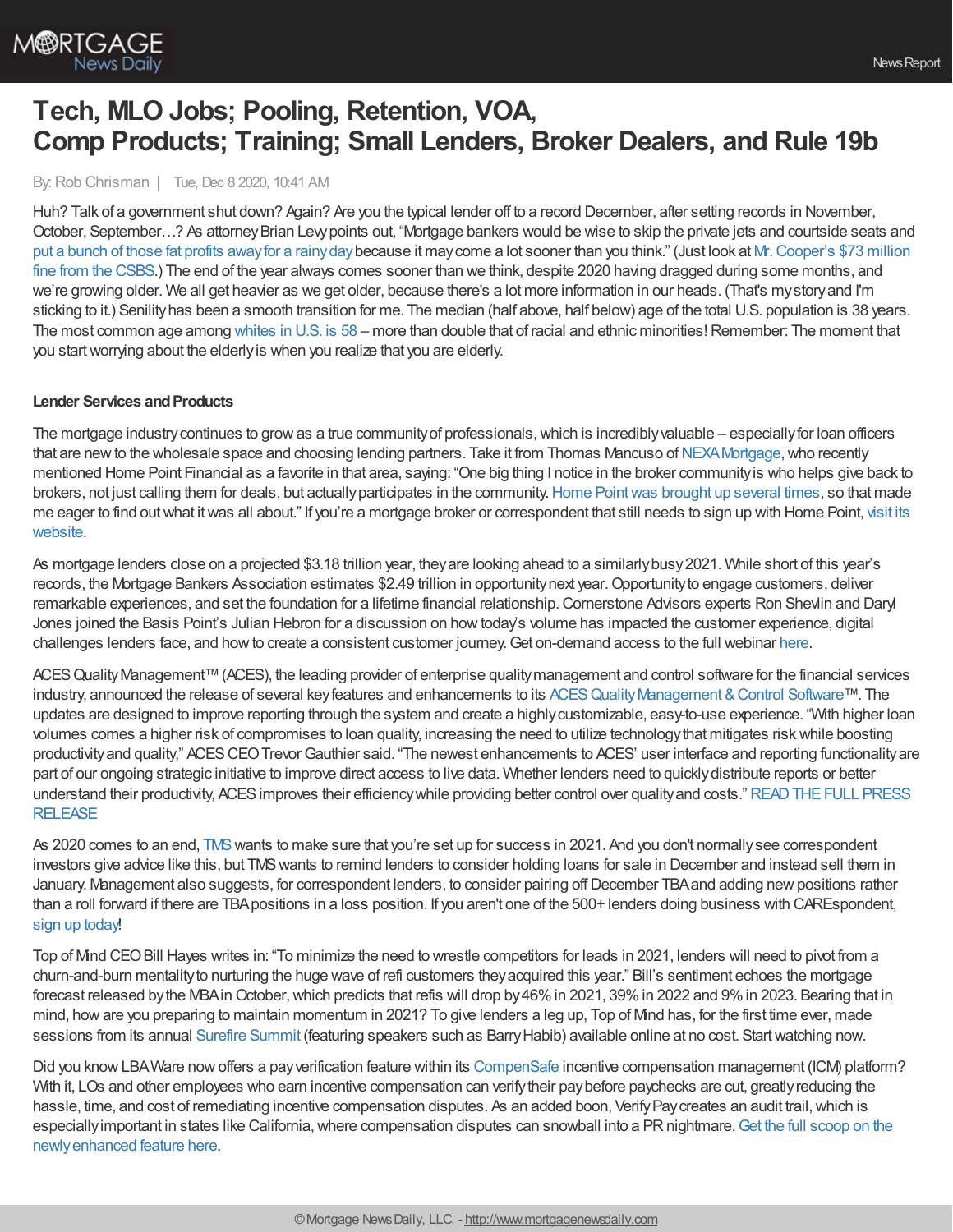# Tech, MLO Jobs; Pooling, Retention, VOA, Comp Products; Training; Small Lenders, Broker Dealers, and Rule 19b

By: Rob Chrisman | Tue, Dec 8 2020, 10:41 AM

Huh? Talk of a government shut down? Again? Are you the typical lender off to a record December, after setting records in November, October, September…? As attorney Brian Levy points out, "Mortgage bankers would be wise to skip the private jets and courtside seats and put a bunch of those fat profits away for a rainy day because it may come a lot sooner than you think." (Just look at Mr. Cooper's $73 million fine from the CSBS.) The end of the year always comes sooner than we think, despite 2020 having dragged during some months, and we're growing older. We all get heavier as we get older, because there's a lot more information in our heads. (That's my story and I'm sticking to it.) Senility has been a smooth transition for me. The median (half above, half below) age of the total U.S. population is 38 years. The most common age among whites in U.S. is 58 – more than double that of racial and ethnic minorities! Remember: The moment that you start worrying about the elderly is when you realize that you are elderly.

**Lender Services and Products**

The mortgage industry continues to grow as a true community of professionals, which is incredibly valuable – especially for loan officers that are new to the wholesale space and choosing lending partners. Take it from Thomas Mancuso of NEXA Mortgage, who recently mentioned Home Point Financial as a favorite in that area, saying: "One big thing I notice in the broker community is who helps give back to brokers, not just calling them for deals, but actually participates in the community. Home Point was brought up several times, so that made me eager to find out what it was all about." If you're a mortgage broker or correspondent that still needs to sign up with Home Point, visit its website.

As mortgage lenders close on a projected $3.18 trillion year, they are looking ahead to a similarly busy 2021. While short of this year's records, the Mortgage Bankers Association estimates $2.49 trillion in opportunity next year. Opportunity to engage customers, deliver remarkable experiences, and set the foundation for a lifetime financial relationship. Cornerstone Advisors experts Ron Shevlin and Daryl Jones joined the Basis Point's Julian Hebron for a discussion on how today's volume has impacted the customer experience, digital challenges lenders face, and how to create a consistent customer journey. Get on-demand access to the full webinar here.

ACES Quality Management™ (ACES), the leading provider of enterprise quality management and control software for the financial services industry, announced the release of several key features and enhancements to its ACES Quality Management & Control Software™. The updates are designed to improve reporting through the system and create a highly customizable, easy-to-use experience. "With higher loan volumes comes a higher risk of compromises to loan quality, increasing the need to utilize technology that mitigates risk while boosting productivity and quality," ACES CEO Trevor Gauthier said. "The newest enhancements to ACES' user interface and reporting functionality are part of our ongoing strategic initiative to improve direct access to live data. Whether lenders need to quickly distribute reports or better understand their productivity, ACES improves their efficiency while providing better control over quality and costs." READ THE FULL PRESS RELEASE

As 2020 comes to an end, TMS wants to make sure that you're set up for success in 2021. And you don't normally see correspondent investors give advice like this, but TMS wants to remind lenders to consider holding loans for sale in December and instead sell them in January. Management also suggests, for correspondent lenders, to consider pairing off December TBA and adding new positions rather than a roll forward if there are TBA positions in a loss position. If you aren't one of the 500+ lenders doing business with CAREspondent, sign up today!

Top of Mind CEO Bill Hayes writes in: "To minimize the need to wrestle competitors for leads in 2021, lenders will need to pivot from a churn-and-burn mentality to nurturing the huge wave of refi customers they acquired this year." Bill's sentiment echoes the mortgage forecast released by the MBA in October, which predicts that refis will drop by 46% in 2021, 39% in 2022 and 9% in 2023. Bearing that in mind, how are you preparing to maintain momentum in 2021? To give lenders a leg up, Top of Mind has, for the first time ever, made sessions from its annual Surefire Summit (featuring speakers such as Barry Habib) available online at no cost. Start watching now.

Did you know LBA Ware now offers a pay verification feature within its CompenSafe incentive compensation management (ICM) platform? With it, LOs and other employees who earn incentive compensation can verify their pay before paychecks are cut, greatly reducing the hassle, time, and cost of remediating incentive compensation disputes. As an added boon, Verify Pay creates an audit trail, which is especially important in states like California, where compensation disputes can snowball into a PR nightmare. Get the full scoop on the newly enhanced feature here.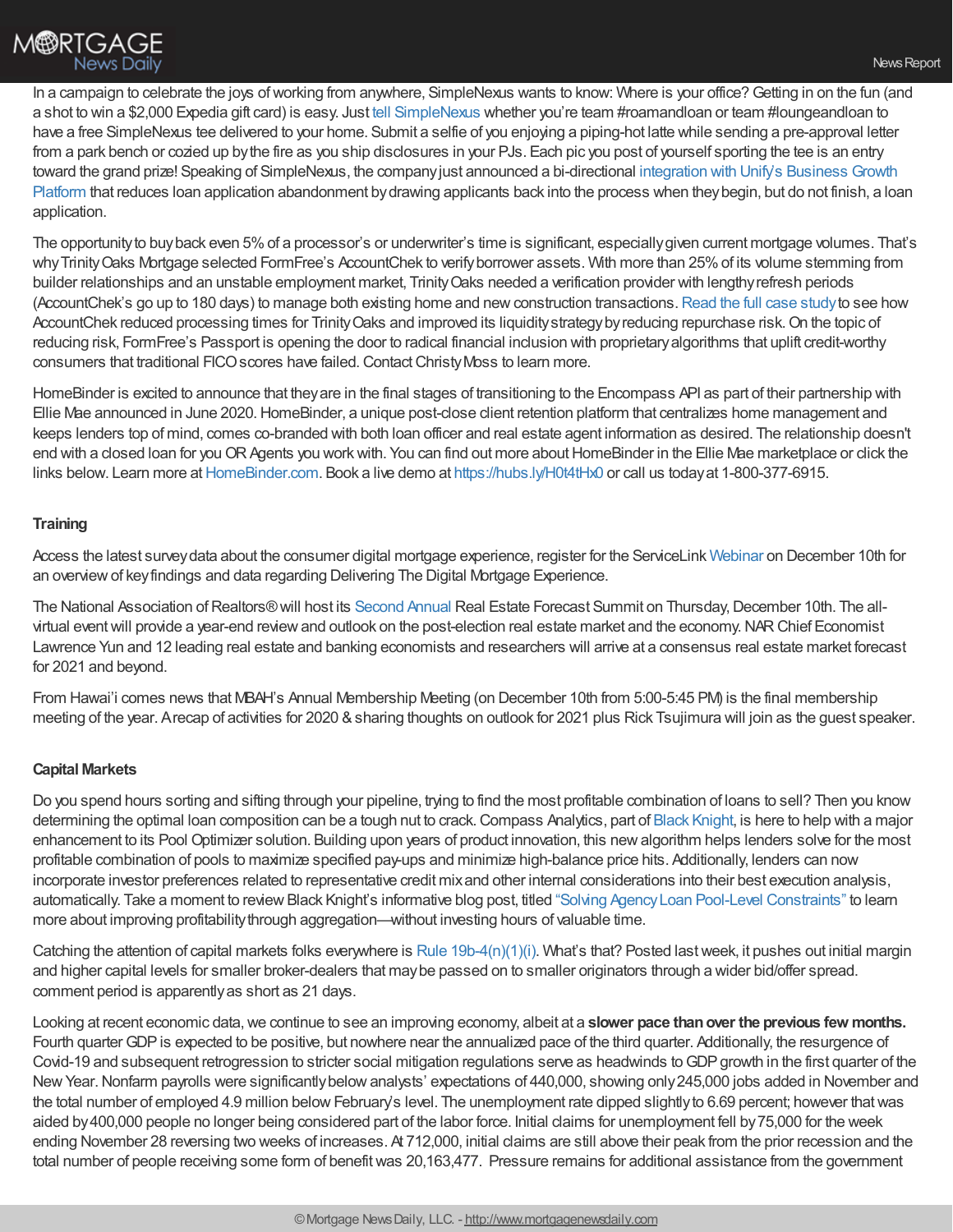In a campaign to celebrate the joys of working from anywhere, SimpleNexus wants to know: Where is your office? Getting in on the fun (and a shot to win a $2,000 Expedia gift card) is easy. Just tell SimpleNexus whether you're team #roamandloan or team #loungeandloan to have a free SimpleNexus tee delivered to your home. Submit a selfie of you enjoying a piping-hot latte while sending a pre-approval letter from a park bench or cozied up by the fire as you ship disclosures in your PJs. Each pic you post of yourself sporting the tee is an entry toward the grand prize! Speaking of SimpleNexus, the company just announced a bi-directional integration with Unify's Business Growth Platform that reduces loan application abandonment by drawing applicants back into the process when they begin, but do not finish, a loan application.

The opportunity to buy back even 5% of a processor's or underwriter's time is significant, especially given current mortgage volumes. That's why Trinity Oaks Mortgage selected FormFree's AccountChek to verify borrower assets. With more than 25% of its volume stemming from builder relationships and an unstable employment market, Trinity Oaks needed a verification provider with lengthy refresh periods (AccountChek's go up to 180 days) to manage both existing home and new construction transactions. Read the full case study to see how AccountChek reduced processing times for Trinity Oaks and improved its liquidity strategy by reducing repurchase risk. On the topic of reducing risk, FormFree's Passport is opening the door to radical financial inclusion with proprietary algorithms that uplift credit-worthy consumers that traditional FICO scores have failed. Contact Christy Moss to learn more.

HomeBinder is excited to announce that they are in the final stages of transitioning to the Encompass API as part of their partnership with Ellie Mae announced in June 2020. HomeBinder, a unique post-close client retention platform that centralizes home management and keeps lenders top of mind, comes co-branded with both loan officer and real estate agent information as desired. The relationship doesn't end with a closed loan for you OR Agents you work with. You can find out more about HomeBinder in the Ellie Mae marketplace or click the links below. Learn more at HomeBinder.com. Book a live demo at https://hubs.ly/H0t4tHx0 or call us today at 1-800-377-6915.

## Training

Access the latest survey data about the consumer digital mortgage experience, register for the ServiceLink Webinar on December 10th for an overview of key findings and data regarding Delivering The Digital Mortgage Experience.

The National Association of Realtors® will host its Second Annual Real Estate Forecast Summit on Thursday, December 10th. The all-virtual event will provide a year-end review and outlook on the post-election real estate market and the economy. NAR Chief Economist Lawrence Yun and 12 leading real estate and banking economists and researchers will arrive at a consensus real estate market forecast for 2021 and beyond.

From Hawai'i comes news that MBAH's Annual Membership Meeting (on December 10th from 5:00-5:45 PM) is the final membership meeting of the year. A recap of activities for 2020 & sharing thoughts on outlook for 2021 plus Rick Tsujimura will join as the guest speaker.

## Capital Markets

Do you spend hours sorting and sifting through your pipeline, trying to find the most profitable combination of loans to sell? Then you know determining the optimal loan composition can be a tough nut to crack. Compass Analytics, part of Black Knight, is here to help with a major enhancement to its Pool Optimizer solution. Building upon years of product innovation, this new algorithm helps lenders solve for the most profitable combination of pools to maximize specified pay-ups and minimize high-balance price hits. Additionally, lenders can now incorporate investor preferences related to representative credit mix and other internal considerations into their best execution analysis, automatically. Take a moment to review Black Knight's informative blog post, titled "Solving Agency Loan Pool-Level Constraints" to learn more about improving profitability through aggregation—without investing hours of valuable time.

Catching the attention of capital markets folks everywhere is Rule 19b-4(n)(1)(i). What's that? Posted last week, it pushes out initial margin and higher capital levels for smaller broker-dealers that may be passed on to smaller originators through a wider bid/offer spread. comment period is apparently as short as 21 days.

Looking at recent economic data, we continue to see an improving economy, albeit at a **slower pace than over the previous few months.** Fourth quarter GDP is expected to be positive, but nowhere near the annualized pace of the third quarter. Additionally, the resurgence of Covid-19 and subsequent retrogression to stricter social mitigation regulations serve as headwinds to GDP growth in the first quarter of the New Year. Nonfarm payrolls were significantly below analysts' expectations of 440,000, showing only 245,000 jobs added in November and the total number of employed 4.9 million below February's level. The unemployment rate dipped slightly to 6.69 percent; however that was aided by 400,000 people no longer being considered part of the labor force. Initial claims for unemployment fell by 75,000 for the week ending November 28 reversing two weeks of increases. At 712,000, initial claims are still above their peak from the prior recession and the total number of people receiving some form of benefit was 20,163,477. Pressure remains for additional assistance from the government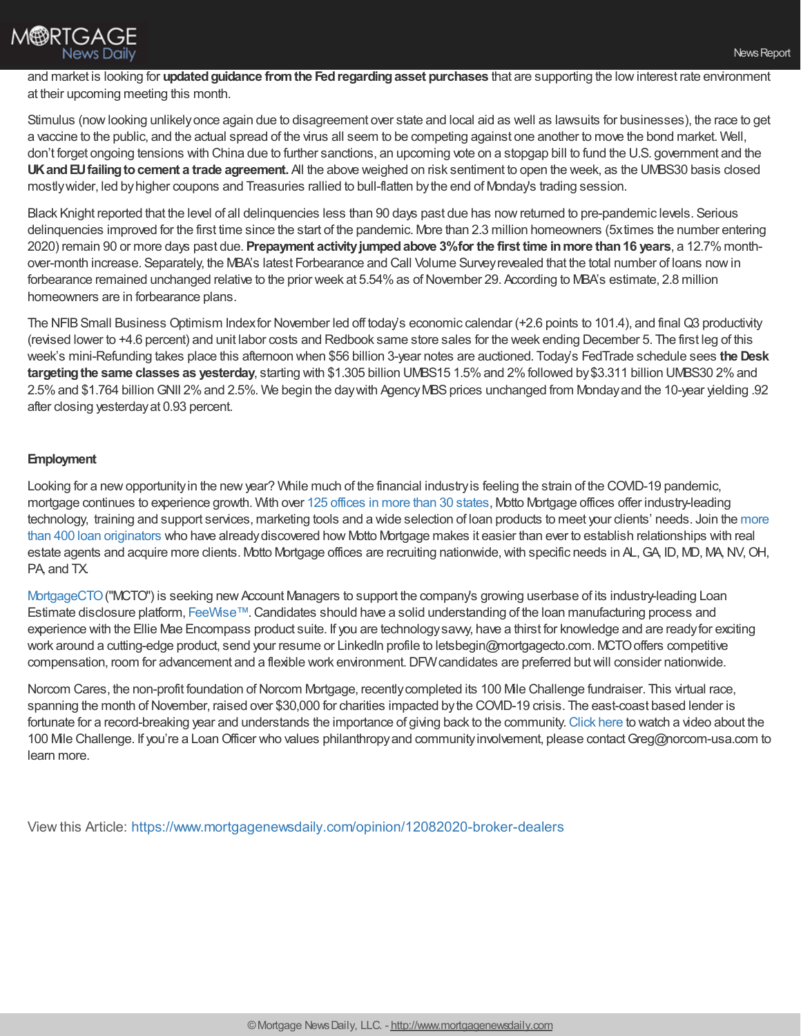and market is looking for **updated guidance from the Fed regarding asset purchases** that are supporting the low interest rate environment at their upcoming meeting this month.

Stimulus (now looking unlikely once again due to disagreement over state and local aid as well as lawsuits for businesses), the race to get a vaccine to the public, and the actual spread of the virus all seem to be competing against one another to move the bond market. Well, don't forget ongoing tensions with China due to further sanctions, an upcoming vote on a stopgap bill to fund the U.S. government and the **UK and EU failing to cement a trade agreement.** All the above weighed on risk sentiment to open the week, as the UMBS30 basis closed mostly wider, led by higher coupons and Treasuries rallied to bull-flatten by the end of Monday's trading session.

Black Knight reported that the level of all delinquencies less than 90 days past due has now returned to pre-pandemic levels. Serious delinquencies improved for the first time since the start of the pandemic. More than 2.3 million homeowners (5x times the number entering 2020) remain 90 or more days past due. **Prepayment activity jumped above 3% for the first time in more than 16 years**, a 12.7% month-over-month increase. Separately, the MBA's latest Forbearance and Call Volume Survey revealed that the total number of loans now in forbearance remained unchanged relative to the prior week at 5.54% as of November 29. According to MBA's estimate, 2.8 million homeowners are in forbearance plans.

The NFIB Small Business Optimism Index for November led off today's economic calendar (+2.6 points to 101.4), and final Q3 productivity (revised lower to +4.6 percent) and unit labor costs and Redbook same store sales for the week ending December 5. The first leg of this week's mini-Refunding takes place this afternoon when $56 billion 3-year notes are auctioned. Today's FedTrade schedule sees **the Desk targeting the same classes as yesterday**, starting with $1.305 billion UMBS15 1.5% and 2% followed by $3.311 billion UMBS30 2% and 2.5% and $1.764 billion GNII 2% and 2.5%. We begin the day with Agency MBS prices unchanged from Monday and the 10-year yielding .92 after closing yesterday at 0.93 percent.

**Employment**

Looking for a new opportunity in the new year? While much of the financial industry is feeling the strain of the COVID-19 pandemic, mortgage continues to experience growth. With over 125 offices in more than 30 states, Motto Mortgage offices offer industry-leading technology, training and support services, marketing tools and a wide selection of loan products to meet your clients' needs. Join the more than 400 loan originators who have already discovered how Motto Mortgage makes it easier than ever to establish relationships with real estate agents and acquire more clients. Motto Mortgage offices are recruiting nationwide, with specific needs in AL, GA, ID, MD, MA, NV, OH, PA, and TX.

MortgageCTO ("MCTO") is seeking new Account Managers to support the company's growing userbase of its industry-leading Loan Estimate disclosure platform, FeeWise™. Candidates should have a solid understanding of the loan manufacturing process and experience with the Ellie Mae Encompass product suite. If you are technology savvy, have a thirst for knowledge and are ready for exciting work around a cutting-edge product, send your resume or LinkedIn profile to letsbegin@mortgagecto.com. MCTO offers competitive compensation, room for advancement and a flexible work environment. DFW candidates are preferred but will consider nationwide.

Norcom Cares, the non-profit foundation of Norcom Mortgage, recently completed its 100 Mile Challenge fundraiser. This virtual race, spanning the month of November, raised over $30,000 for charities impacted by the COVID-19 crisis. The east-coast based lender is fortunate for a record-breaking year and understands the importance of giving back to the community. Click here to watch a video about the 100 Mile Challenge. If you're a Loan Officer who values philanthropy and community involvement, please contact Greg@norcom-usa.com to learn more.

View this Article: https://www.mortgagenewsdaily.com/opinion/12082020-broker-dealers